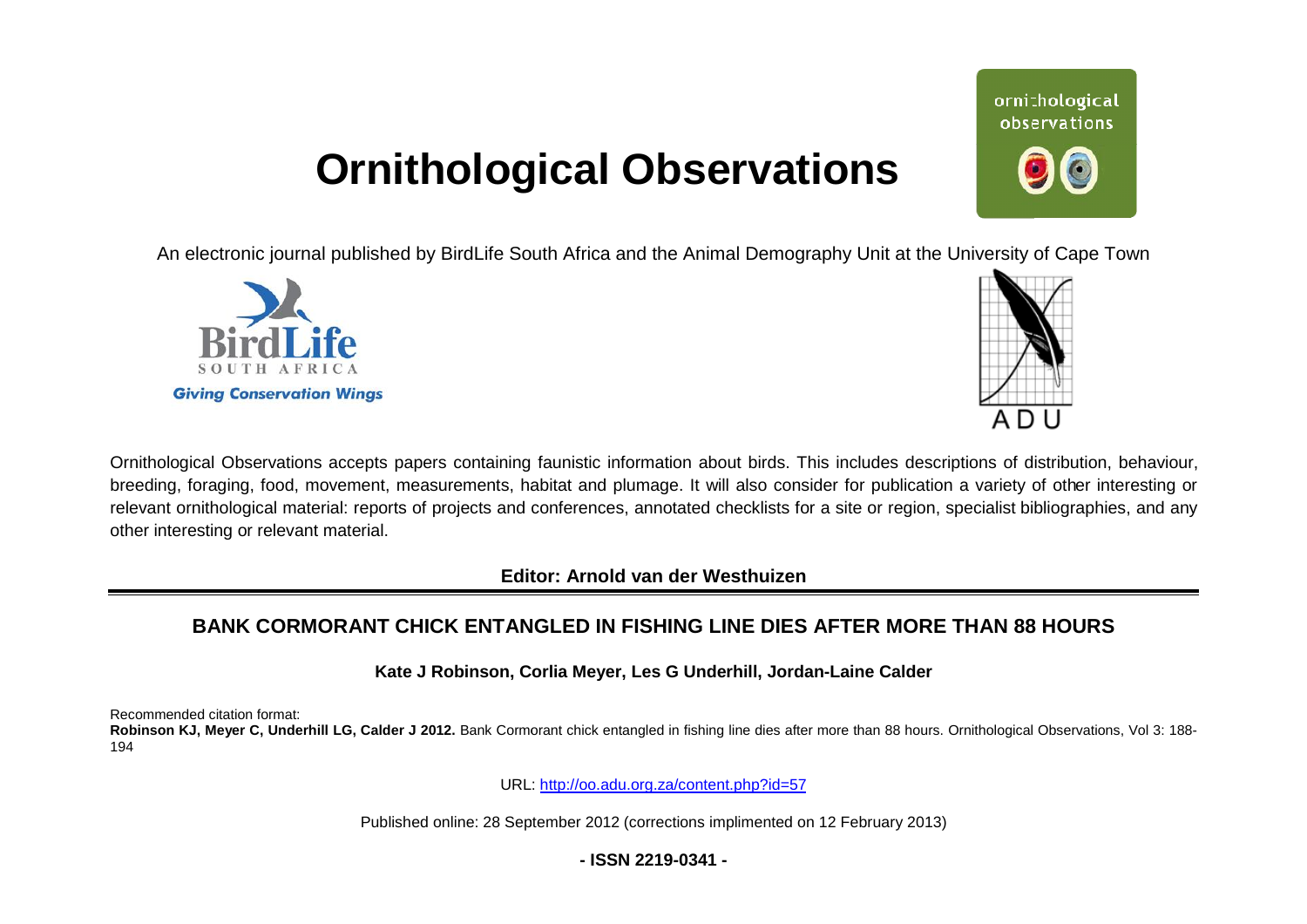# Ornithological Observations

An electronic journal published by BirdLife South Africa and the Animal Demography Unit at the University of Cape Town

Ornithological Observations accepts papers containing faunistic information about birds. This includes descriptions of distribution, behaviour, breeding, foraging, food, movement, measurements, habitat and plumage. It will also consider for publication a variety of other interesting or relevant ornithological material: reports of projects and conferences, annotated checklists for a site or region, specialist bibliographies, and any other interesting or relevant material.

**Editor: Arnold van der Westhuizen**

## BANK CORMORANT CHICK ENTANGLED IN FISHING LINE DIES AFTER MORE THAN 88 HOURS

**Kate J Robinson, Corlia Meyer, Les G Underhill, Jordan-Laine Calder**

Recommended citation format:
**Robinson KJ, Meyer C, Underhill LG, Calder J 2012.** Bank Cormorant chick entangled in fishing line dies after more than 88 hours. Ornithological Observations, Vol 3: 188-194

URL: http://oo.adu.org.za/content.php?id=57

Published online: 28 September 2012 (corrections implimented on 12 February 2013)

**- ISSN 2219-0341 -**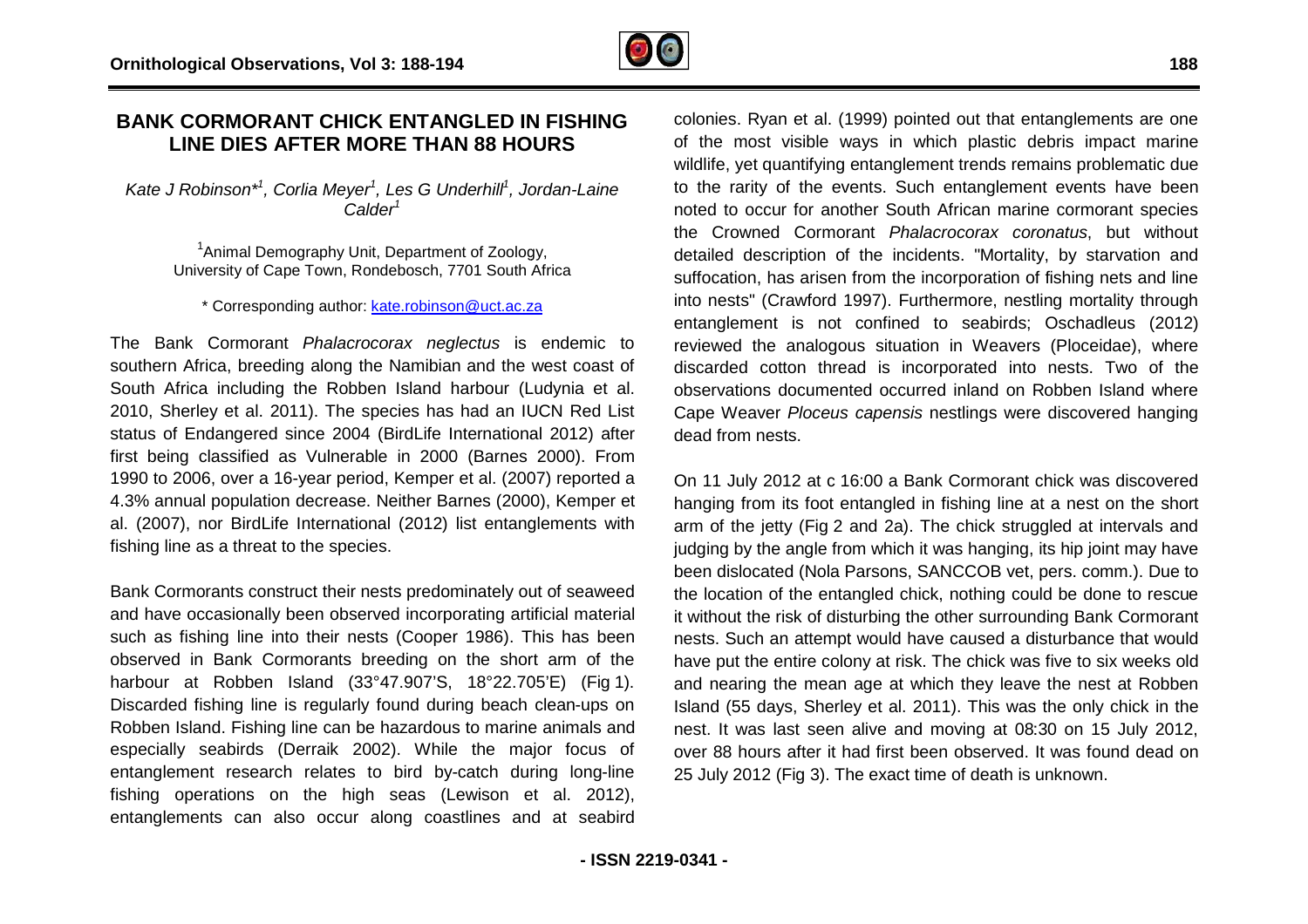# BANK CORMORANT CHICK ENTANGLED IN FISHING LINE DIES AFTER MORE THAN 88 HOURS

*Kate J Robinson*[*1], Corlia Meyer[1], Les G Underhill[1], Jordan-Laine Calder[1]*

[1]Animal Demography Unit, Department of Zoology, University of Cape Town, Rondebosch, 7701 South Africa

\* Corresponding author: kate.robinson@uct.ac.za

The Bank Cormorant *Phalacrocorax neglectus* is endemic to southern Africa, breeding along the Namibian and the west coast of South Africa including the Robben Island harbour (Ludynia et al. 2010, Sherley et al. 2011). The species has had an IUCN Red List status of Endangered since 2004 (BirdLife International 2012) after first being classified as Vulnerable in 2000 (Barnes 2000). From 1990 to 2006, over a 16-year period, Kemper et al. (2007) reported a 4.3% annual population decrease. Neither Barnes (2000), Kemper et al. (2007), nor BirdLife International (2012) list entanglements with fishing line as a threat to the species.

Bank Cormorants construct their nests predominately out of seaweed and have occasionally been observed incorporating artificial material such as fishing line into their nests (Cooper 1986). This has been observed in Bank Cormorants breeding on the short arm of the harbour at Robben Island (33°47.907'S, 18°22.705'E) (Fig 1). Discarded fishing line is regularly found during beach clean-ups on Robben Island. Fishing line can be hazardous to marine animals and especially seabirds (Derraik 2002). While the major focus of entanglement research relates to bird by-catch during long-line fishing operations on the high seas (Lewison et al. 2012), entanglements can also occur along coastlines and at seabird colonies. Ryan et al. (1999) pointed out that entanglements are one of the most visible ways in which plastic debris impact marine wildlife, yet quantifying entanglement trends remains problematic due to the rarity of the events. Such entanglement events have been noted to occur for another South African marine cormorant species the Crowned Cormorant *Phalacrocorax coronatus*, but without detailed description of the incidents. "Mortality, by starvation and suffocation, has arisen from the incorporation of fishing nets and line into nests" (Crawford 1997). Furthermore, nestling mortality through entanglement is not confined to seabirds; Oschadleus (2012) reviewed the analogous situation in Weavers (Ploceidae), where discarded cotton thread is incorporated into nests. Two of the observations documented occurred inland on Robben Island where Cape Weaver *Ploceus capensis* nestlings were discovered hanging dead from nests.

On 11 July 2012 at c 16:00 a Bank Cormorant chick was discovered hanging from its foot entangled in fishing line at a nest on the short arm of the jetty (Fig 2 and 2a). The chick struggled at intervals and judging by the angle from which it was hanging, its hip joint may have been dislocated (Nola Parsons, SANCCOB vet, pers. comm.). Due to the location of the entangled chick, nothing could be done to rescue it without the risk of disturbing the other surrounding Bank Cormorant nests. Such an attempt would have caused a disturbance that would have put the entire colony at risk. The chick was five to six weeks old and nearing the mean age at which they leave the nest at Robben Island (55 days, Sherley et al. 2011). This was the only chick in the nest. It was last seen alive and moving at 08:30 on 15 July 2012, over 88 hours after it had first been observed. It was found dead on 25 July 2012 (Fig 3). The exact time of death is unknown.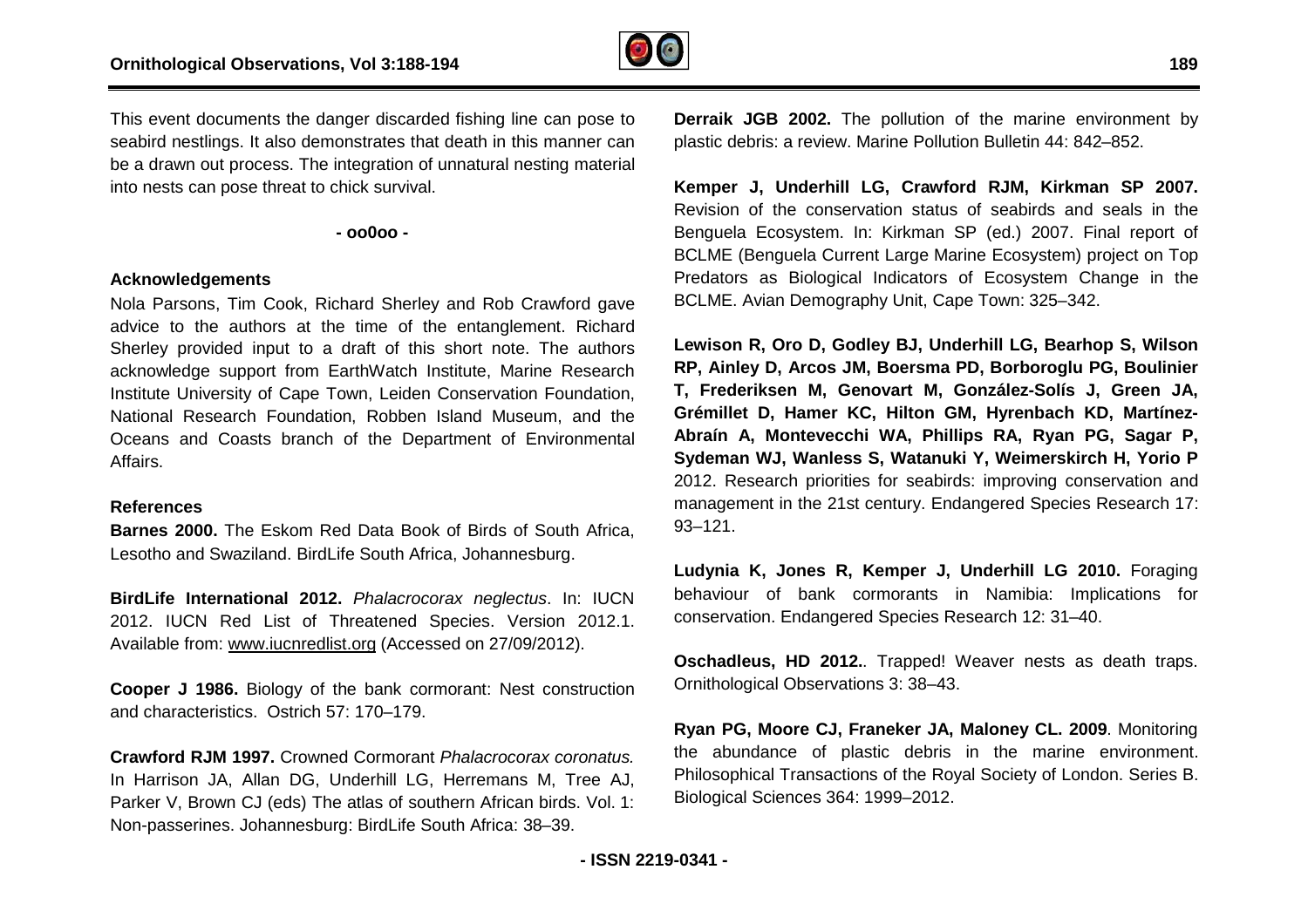This event documents the danger discarded fishing line can pose to seabird nestlings. It also demonstrates that death in this manner can be a drawn out process. The integration of unnatural nesting material into nests can pose threat to chick survival.

**- oo0oo -**

### Acknowledgements

Nola Parsons, Tim Cook, Richard Sherley and Rob Crawford gave advice to the authors at the time of the entanglement. Richard Sherley provided input to a draft of this short note. The authors acknowledge support from EarthWatch Institute, Marine Research Institute University of Cape Town, Leiden Conservation Foundation, National Research Foundation, Robben Island Museum, and the Oceans and Coasts branch of the Department of Environmental Affairs.

### References

**Barnes 2000.** The Eskom Red Data Book of Birds of South Africa, Lesotho and Swaziland. BirdLife South Africa, Johannesburg.

**BirdLife International 2012.** *Phalacrocorax neglectus*. In: IUCN 2012. IUCN Red List of Threatened Species. Version 2012.1. Available from: www.iucnredlist.org (Accessed on 27/09/2012).

**Cooper J 1986.** Biology of the bank cormorant: Nest construction and characteristics. Ostrich 57: 170–179.

**Crawford RJM 1997.** Crowned Cormorant *Phalacrocorax coronatus.* In Harrison JA, Allan DG, Underhill LG, Herremans M, Tree AJ, Parker V, Brown CJ (eds) The atlas of southern African birds. Vol. 1: Non-passerines. Johannesburg: BirdLife South Africa: 38–39.

**Derraik JGB 2002.** The pollution of the marine environment by plastic debris: a review. Marine Pollution Bulletin 44: 842–852.

**Kemper J, Underhill LG, Crawford RJM, Kirkman SP 2007.** Revision of the conservation status of seabirds and seals in the Benguela Ecosystem. In: Kirkman SP (ed.) 2007. Final report of BCLME (Benguela Current Large Marine Ecosystem) project on Top Predators as Biological Indicators of Ecosystem Change in the BCLME. Avian Demography Unit, Cape Town: 325–342.

**Lewison R, Oro D, Godley BJ, Underhill LG, Bearhop S, Wilson RP, Ainley D, Arcos JM, Boersma PD, Borboroglu PG, Boulinier T, Frederiksen M, Genovart M, González-Solís J, Green JA, Grémillet D, Hamer KC, Hilton GM, Hyrenbach KD, Martínez-Abraín A, Montevecchi WA, Phillips RA, Ryan PG, Sagar P, Sydeman WJ, Wanless S, Watanuki Y, Weimerskirch H, Yorio P** 2012. Research priorities for seabirds: improving conservation and management in the 21st century. Endangered Species Research 17: 93–121.

**Ludynia K, Jones R, Kemper J, Underhill LG 2010.** Foraging behaviour of bank cormorants in Namibia: Implications for conservation. Endangered Species Research 12: 31–40.

**Oschadleus, HD 2012.**. Trapped! Weaver nests as death traps. Ornithological Observations 3: 38–43.

**Ryan PG, Moore CJ, Franeker JA, Maloney CL. 2009**. Monitoring the abundance of plastic debris in the marine environment. Philosophical Transactions of the Royal Society of London. Series B. Biological Sciences 364: 1999–2012.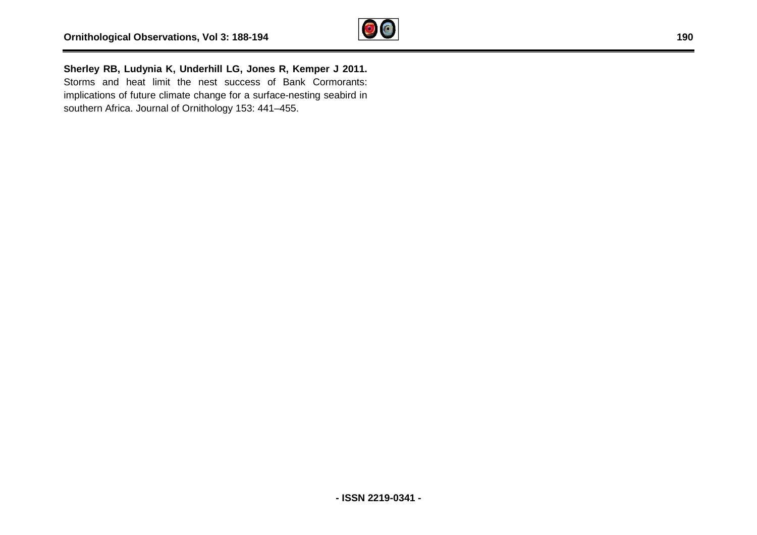**Sherley RB, Ludynia K, Underhill LG, Jones R, Kemper J 2011.** Storms and heat limit the nest success of Bank Cormorants: implications of future climate change for a surface-nesting seabird in southern Africa. Journal of Ornithology 153: 441–455.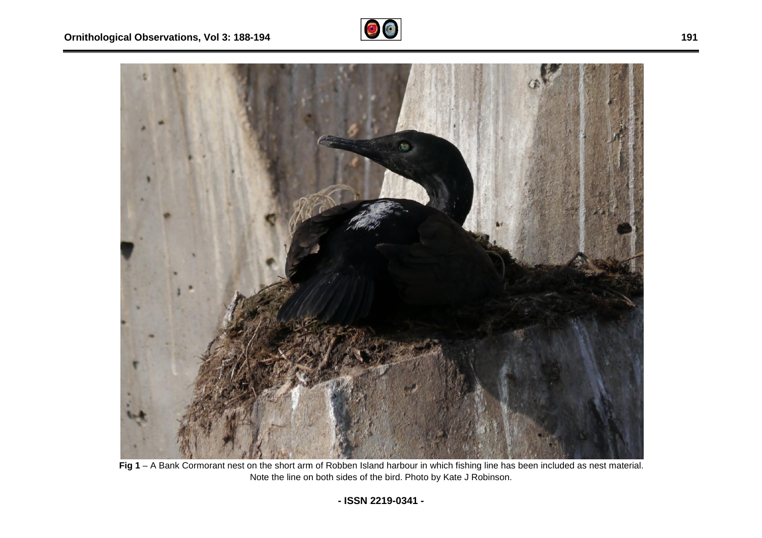**Fig 1** – A Bank Cormorant nest on the short arm of Robben Island harbour in which fishing line has been included as nest material. Note the line on both sides of the bird. Photo by Kate J Robinson.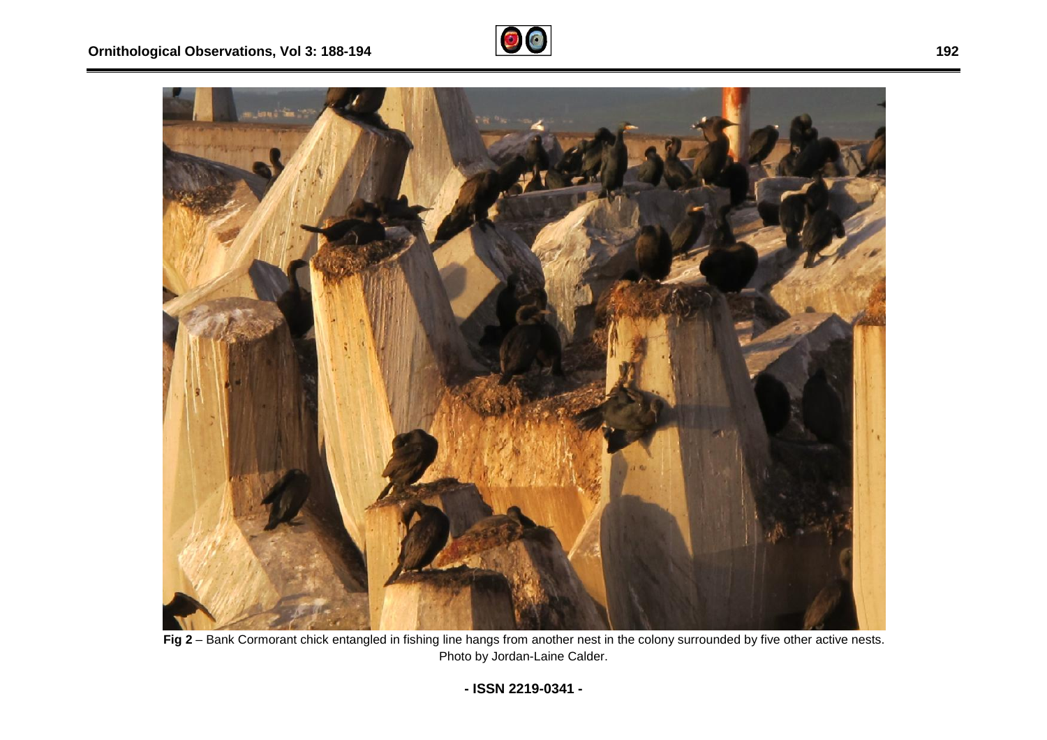**Fig 2** – Bank Cormorant chick entangled in fishing line hangs from another nest in the colony surrounded by five other active nests. Photo by Jordan-Laine Calder.

- ISSN 2219-0341 -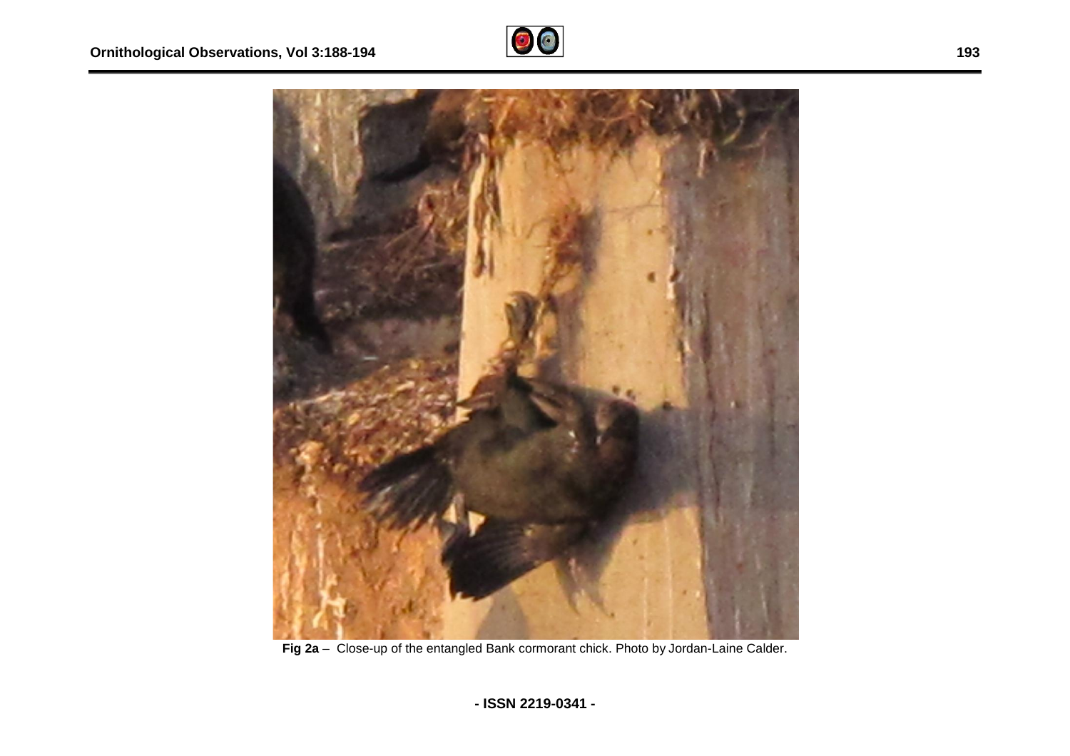**Fig 2a** – Close-up of the entangled Bank cormorant chick. Photo by Jordan-Laine Calder.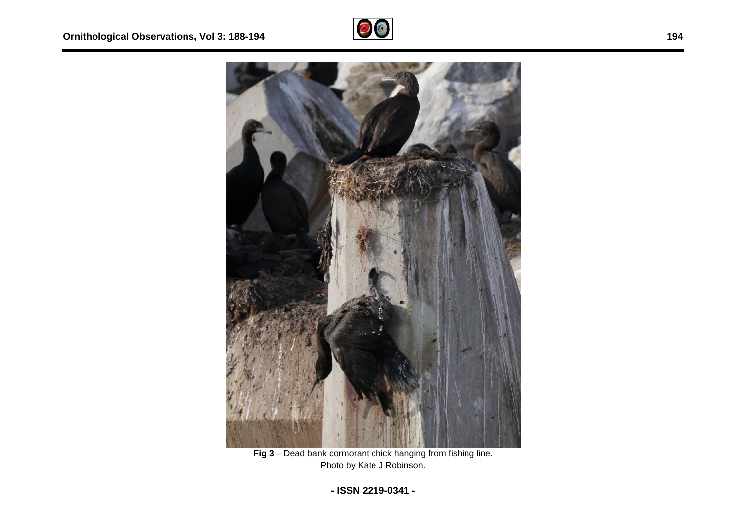**Fig 3** – Dead bank cormorant chick hanging from fishing line. Photo by Kate J Robinson.

**- ISSN 2219-0341 -**